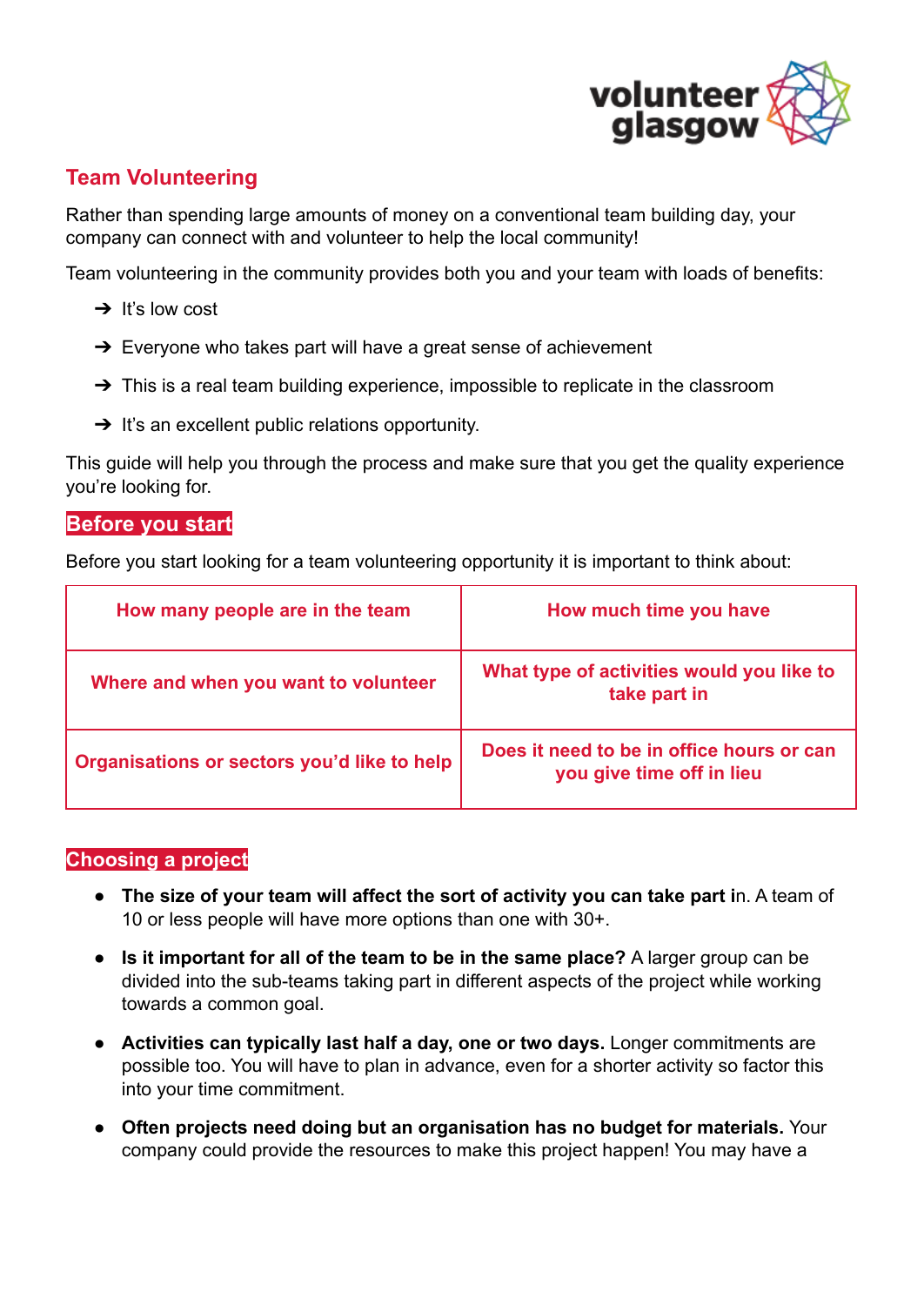volunteer glasgow

## Team Volunteering

Rather than spending large amounts of money on a conventional team building day, your company can connect with and volunteer to help the local community!

Team volunteering in the community provides both you and your team with loads of benefits:

- ➔ It's low cost
- ➔ Everyone who takes part will have a great sense of achievement
- ➔ This is a real team building experience, impossible to replicate in the classroom
- ➔ It's an excellent public relations opportunity.

This guide will help you through the process and make sure that you get the quality experience you're looking for.

### Before you start

Before you start looking for a team volunteering opportunity it is important to think about:

| **How many people are in the team** | **How much time you have** |
|---|---|
| **Where and when you want to volunteer** | **What type of activities would you like to take part in** |
| **Organisations or sectors you'd like to help** | **Does it need to be in office hours or can you give time off in lieu** |

### Choosing a project

- **The size of your team will affect the sort of activity you can take part i**n. A team of 10 or less people will have more options than one with 30+.
- **Is it important for all of the team to be in the same place?** A larger group can be divided into the sub-teams taking part in different aspects of the project while working towards a common goal.
- **Activities can typically last half a day, one or two days.** Longer commitments are possible too. You will have to plan in advance, even for a shorter activity so factor this into your time commitment.
- **Often projects need doing but an organisation has no budget for materials.** Your company could provide the resources to make this project happen! You may have a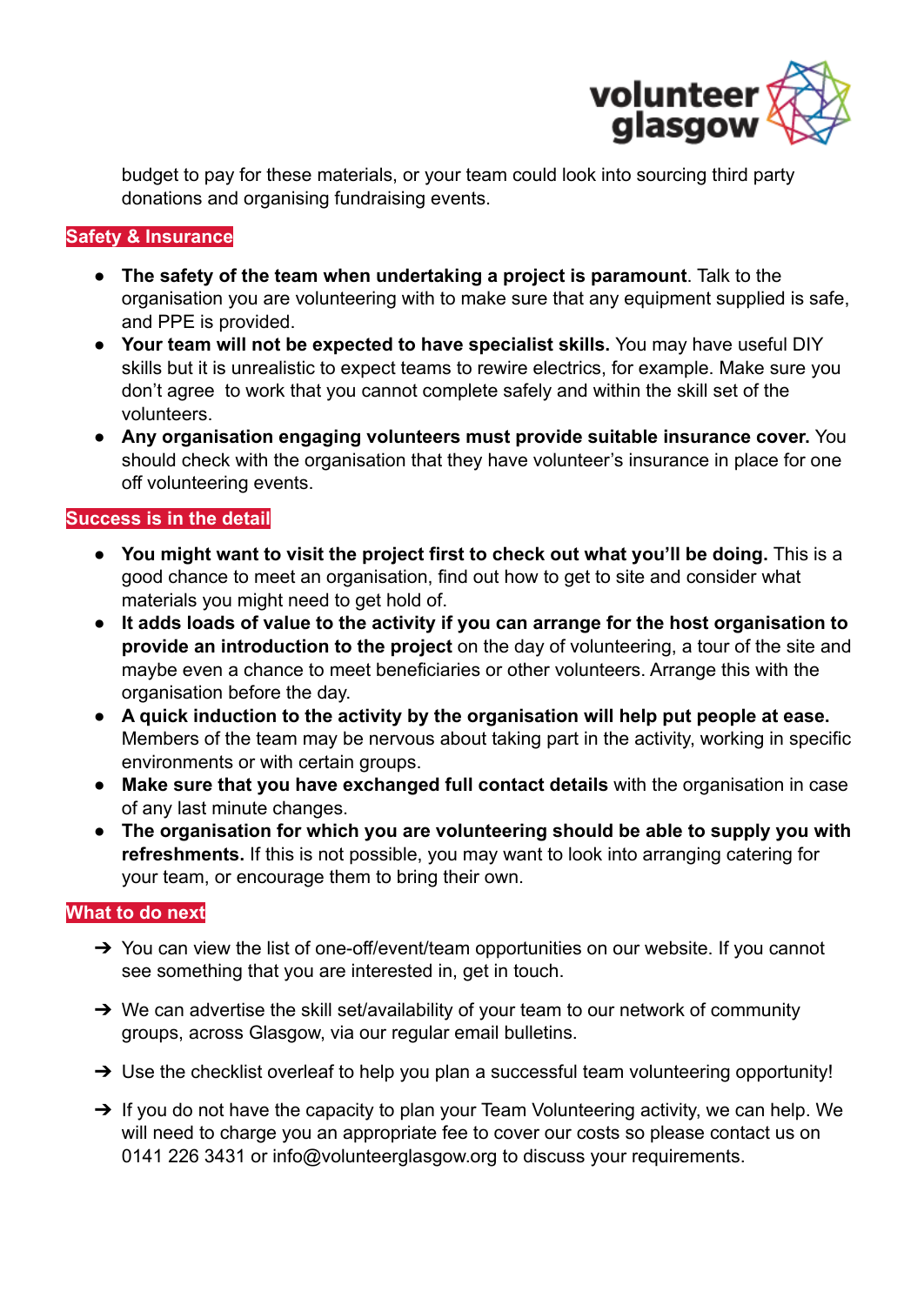budget to pay for these materials, or your team could look into sourcing third party donations and organising fundraising events.

## Safety & Insurance

- **The safety of the team when undertaking a project is paramount**. Talk to the organisation you are volunteering with to make sure that any equipment supplied is safe, and PPE is provided.
- **Your team will not be expected to have specialist skills.** You may have useful DIY skills but it is unrealistic to expect teams to rewire electrics, for example. Make sure you don't agree to work that you cannot complete safely and within the skill set of the volunteers.
- **Any organisation engaging volunteers must provide suitable insurance cover.** You should check with the organisation that they have volunteer's insurance in place for one off volunteering events.

## Success is in the detail

- **You might want to visit the project first to check out what you'll be doing.** This is a good chance to meet an organisation, find out how to get to site and consider what materials you might need to get hold of.
- **It adds loads of value to the activity if you can arrange for the host organisation to provide an introduction to the project** on the day of volunteering, a tour of the site and maybe even a chance to meet beneficiaries or other volunteers. Arrange this with the organisation before the day.
- **A quick induction to the activity by the organisation will help put people at ease.** Members of the team may be nervous about taking part in the activity, working in specific environments or with certain groups.
- **Make sure that you have exchanged full contact details** with the organisation in case of any last minute changes.
- **The organisation for which you are volunteering should be able to supply you with refreshments.** If this is not possible, you may want to look into arranging catering for your team, or encourage them to bring their own.

## What to do next

➔ You can view the list of one-off/event/team opportunities on our website. If you cannot see something that you are interested in, get in touch.

➔ We can advertise the skill set/availability of your team to our network of community groups, across Glasgow, via our regular email bulletins.

➔ Use the checklist overleaf to help you plan a successful team volunteering opportunity!

➔ If you do not have the capacity to plan your Team Volunteering activity, we can help. We will need to charge you an appropriate fee to cover our costs so please contact us on 0141 226 3431 or info@volunteerglasgow.org to discuss your requirements.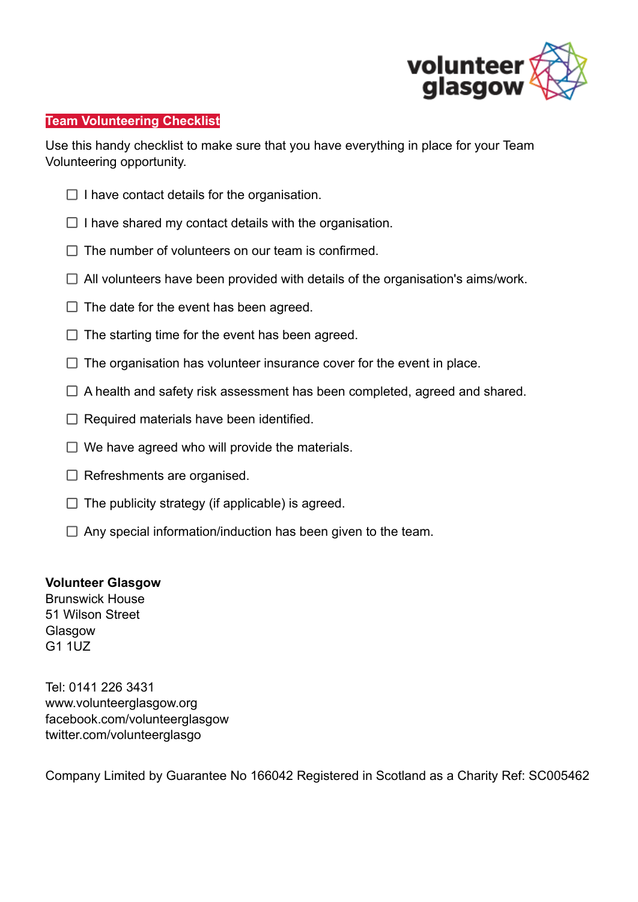## Team Volunteering Checklist

Use this handy checklist to make sure that you have everything in place for your Team Volunteering opportunity.

- ☐ I have contact details for the organisation.
- ☐ I have shared my contact details with the organisation.
- ☐ The number of volunteers on our team is confirmed.
- ☐ All volunteers have been provided with details of the organisation's aims/work.
- ☐ The date for the event has been agreed.
- ☐ The starting time for the event has been agreed.
- ☐ The organisation has volunteer insurance cover for the event in place.
- ☐ A health and safety risk assessment has been completed, agreed and shared.
- ☐ Required materials have been identified.
- ☐ We have agreed who will provide the materials.
- ☐ Refreshments are organised.
- ☐ The publicity strategy (if applicable) is agreed.
- ☐ Any special information/induction has been given to the team.

**Volunteer Glasgow**
Brunswick House
51 Wilson Street
Glasgow
G1 1UZ

Tel: 0141 226 3431
www.volunteerglasgow.org
facebook.com/volunteerglasgow
twitter.com/volunteerglasgo

Company Limited by Guarantee No 166042 Registered in Scotland as a Charity Ref: SC005462